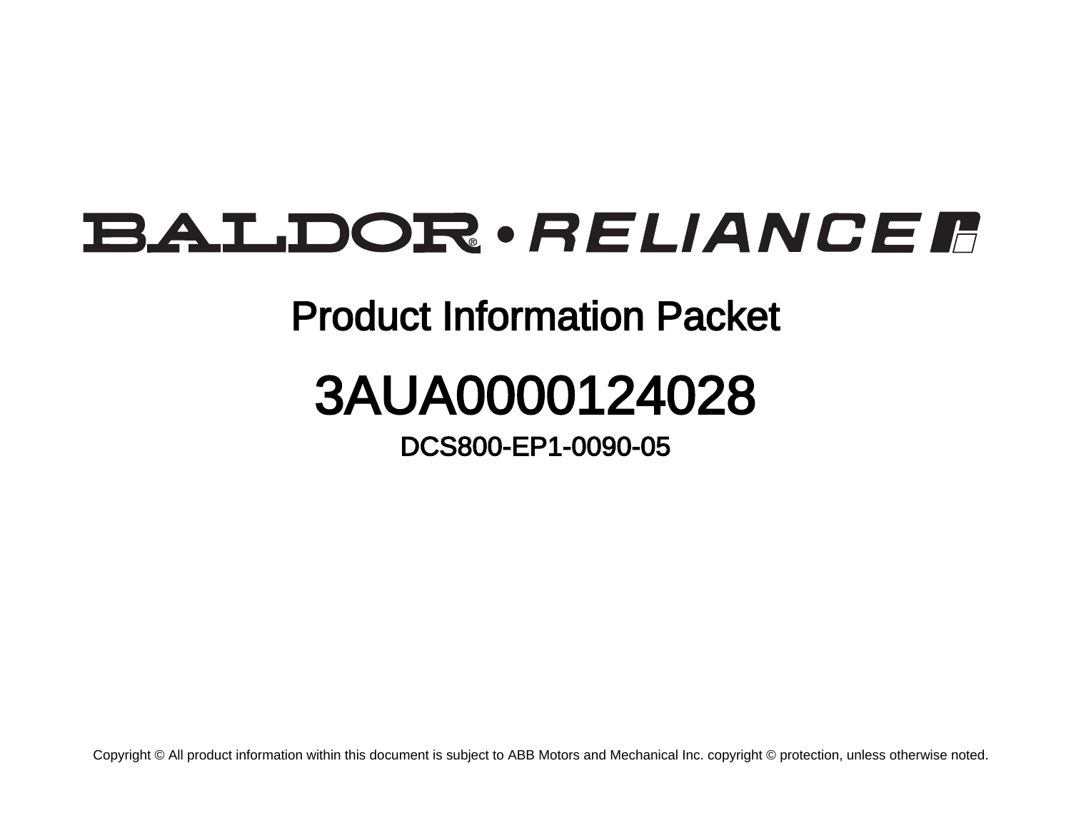# BALDOR® • RELIANCE

## Product Information Packet

# 3AUA0000124028

### DCS800-EP1-0090-05

Copyright © All product information within this document is subject to ABB Motors and Mechanical Inc. copyright © protection, unless otherwise noted.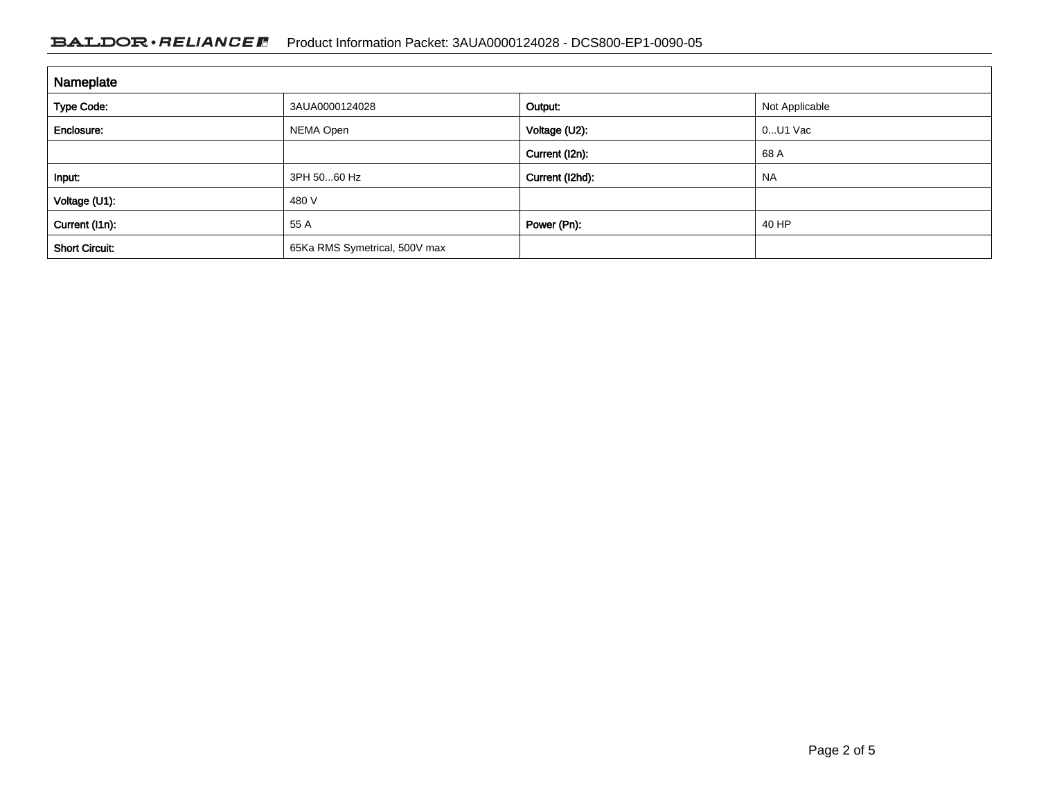| Nameplate | | | |
|---|---|---|---|
| **Type Code:** | 3AUA0000124028 | **Output:** | Not Applicable |
| **Enclosure:** | NEMA Open | **Voltage (U2):** | 0...U1 Vac |
| | | **Current (I2n):** | 68 A |
| **Input:** | 3PH 50...60 Hz | **Current (I2hd):** | NA |
| **Voltage (U1):** | 480 V | | |
| **Current (I1n):** | 55 A | **Power (Pn):** | 40 HP |
| **Short Circuit:** | 65Ka RMS Symetrical, 500V max | | |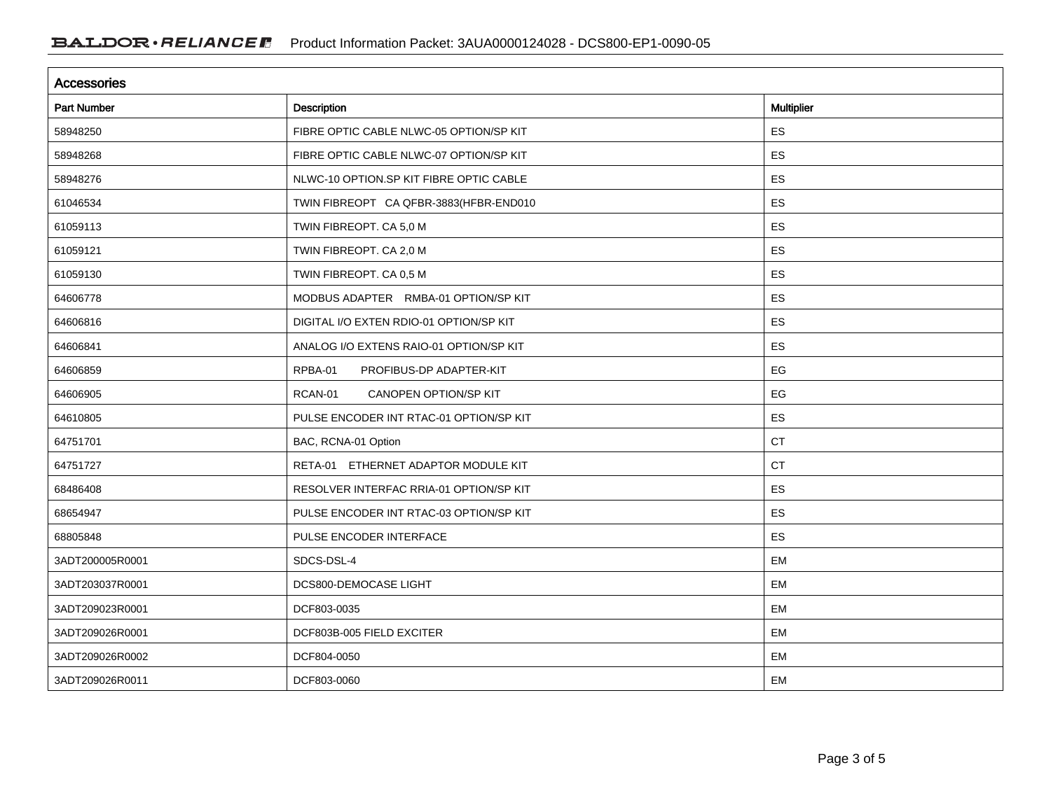## Accessories

| Part Number | Description | Multiplier |
| --- | --- | --- |
| 58948250 | FIBRE OPTIC CABLE NLWC-05 OPTION/SP KIT | ES |
| 58948268 | FIBRE OPTIC CABLE NLWC-07 OPTION/SP KIT | ES |
| 58948276 | NLWC-10 OPTION.SP KIT FIBRE OPTIC CABLE | ES |
| 61046534 | TWIN FIBREOPT CA QFBR-3883(HFBR-END010 | ES |
| 61059113 | TWIN FIBREOPT. CA 5,0 M | ES |
| 61059121 | TWIN FIBREOPT. CA 2,0 M | ES |
| 61059130 | TWIN FIBREOPT. CA 0,5 M | ES |
| 64606778 | MODBUS ADAPTER RMBA-01 OPTION/SP KIT | ES |
| 64606816 | DIGITAL I/O EXTEN RDIO-01 OPTION/SP KIT | ES |
| 64606841 | ANALOG I/O EXTENS RAIO-01 OPTION/SP KIT | ES |
| 64606859 | RPBA-01 PROFIBUS-DP ADAPTER-KIT | EG |
| 64606905 | RCAN-01 CANOPEN OPTION/SP KIT | EG |
| 64610805 | PULSE ENCODER INT RTAC-01 OPTION/SP KIT | ES |
| 64751701 | BAC, RCNA-01 Option | CT |
| 64751727 | RETA-01 ETHERNET ADAPTOR MODULE KIT | CT |
| 68486408 | RESOLVER INTERFAC RRIA-01 OPTION/SP KIT | ES |
| 68654947 | PULSE ENCODER INT RTAC-03 OPTION/SP KIT | ES |
| 68805848 | PULSE ENCODER INTERFACE | ES |
| 3ADT200005R0001 | SDCS-DSL-4 | EM |
| 3ADT203037R0001 | DCS800-DEMOCASE LIGHT | EM |
| 3ADT209023R0001 | DCF803-0035 | EM |
| 3ADT209026R0001 | DCF803B-005 FIELD EXCITER | EM |
| 3ADT209026R0002 | DCF804-0050 | EM |
| 3ADT209026R0011 | DCF803-0060 | EM |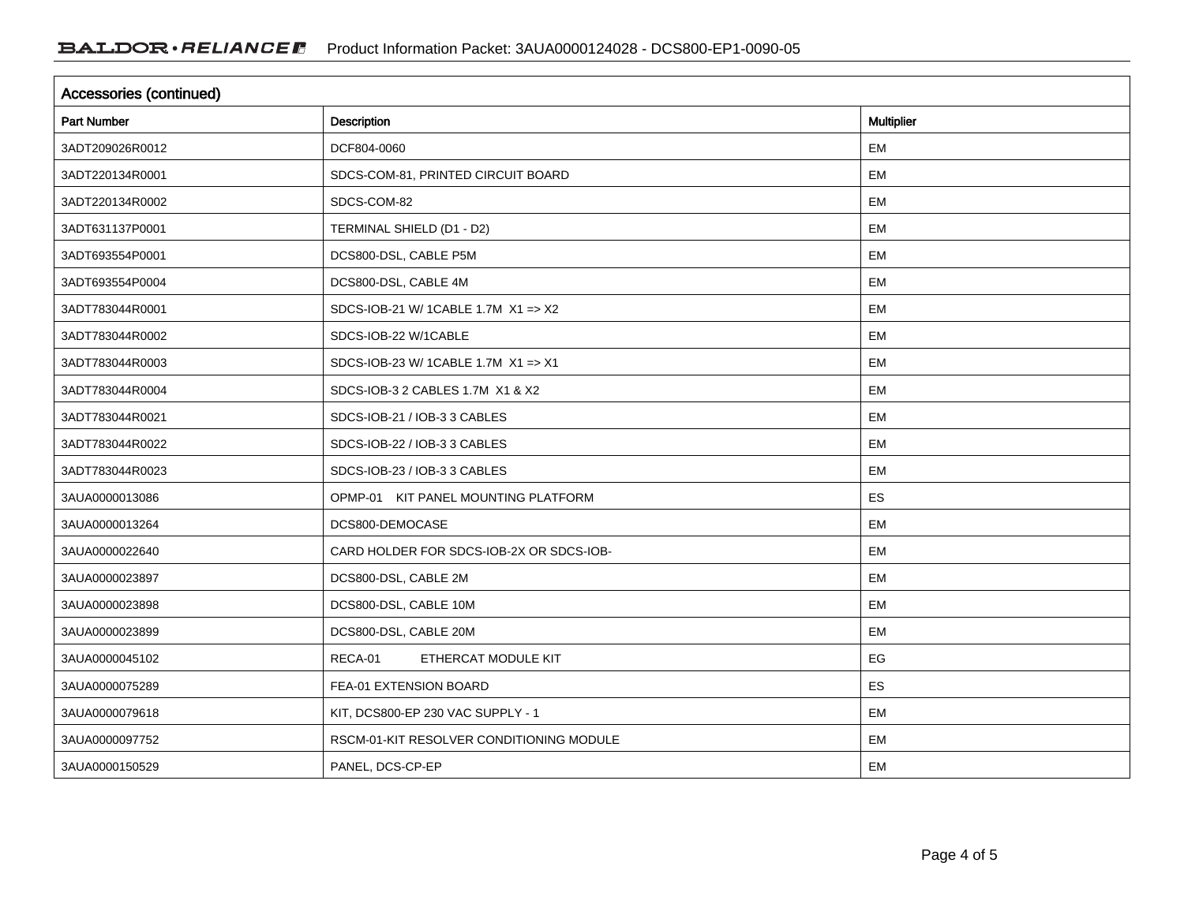## Accessories (continued)

| Part Number | Description | Multiplier |
|---|---|---|
| 3ADT209026R0012 | DCF804-0060 | EM |
| 3ADT220134R0001 | SDCS-COM-81, PRINTED CIRCUIT BOARD | EM |
| 3ADT220134R0002 | SDCS-COM-82 | EM |
| 3ADT631137P0001 | TERMINAL SHIELD (D1 - D2) | EM |
| 3ADT693554P0001 | DCS800-DSL, CABLE P5M | EM |
| 3ADT693554P0004 | DCS800-DSL, CABLE 4M | EM |
| 3ADT783044R0001 | SDCS-IOB-21 W/ 1CABLE 1.7M X1 => X2 | EM |
| 3ADT783044R0002 | SDCS-IOB-22 W/1CABLE | EM |
| 3ADT783044R0003 | SDCS-IOB-23 W/ 1CABLE 1.7M X1 => X1 | EM |
| 3ADT783044R0004 | SDCS-IOB-3 2 CABLES 1.7M X1 & X2 | EM |
| 3ADT783044R0021 | SDCS-IOB-21 / IOB-3 3 CABLES | EM |
| 3ADT783044R0022 | SDCS-IOB-22 / IOB-3 3 CABLES | EM |
| 3ADT783044R0023 | SDCS-IOB-23 / IOB-3 3 CABLES | EM |
| 3AUA0000013086 | OPMP-01 KIT PANEL MOUNTING PLATFORM | ES |
| 3AUA0000013264 | DCS800-DEMOCASE | EM |
| 3AUA0000022640 | CARD HOLDER FOR SDCS-IOB-2X OR SDCS-IOB- | EM |
| 3AUA0000023897 | DCS800-DSL, CABLE 2M | EM |
| 3AUA0000023898 | DCS800-DSL, CABLE 10M | EM |
| 3AUA0000023899 | DCS800-DSL, CABLE 20M | EM |
| 3AUA0000045102 | RECA-01 ETHERCAT MODULE KIT | EG |
| 3AUA0000075289 | FEA-01 EXTENSION BOARD | ES |
| 3AUA0000079618 | KIT, DCS800-EP 230 VAC SUPPLY - 1 | EM |
| 3AUA0000097752 | RSCM-01-KIT RESOLVER CONDITIONING MODULE | EM |
| 3AUA0000150529 | PANEL, DCS-CP-EP | EM |